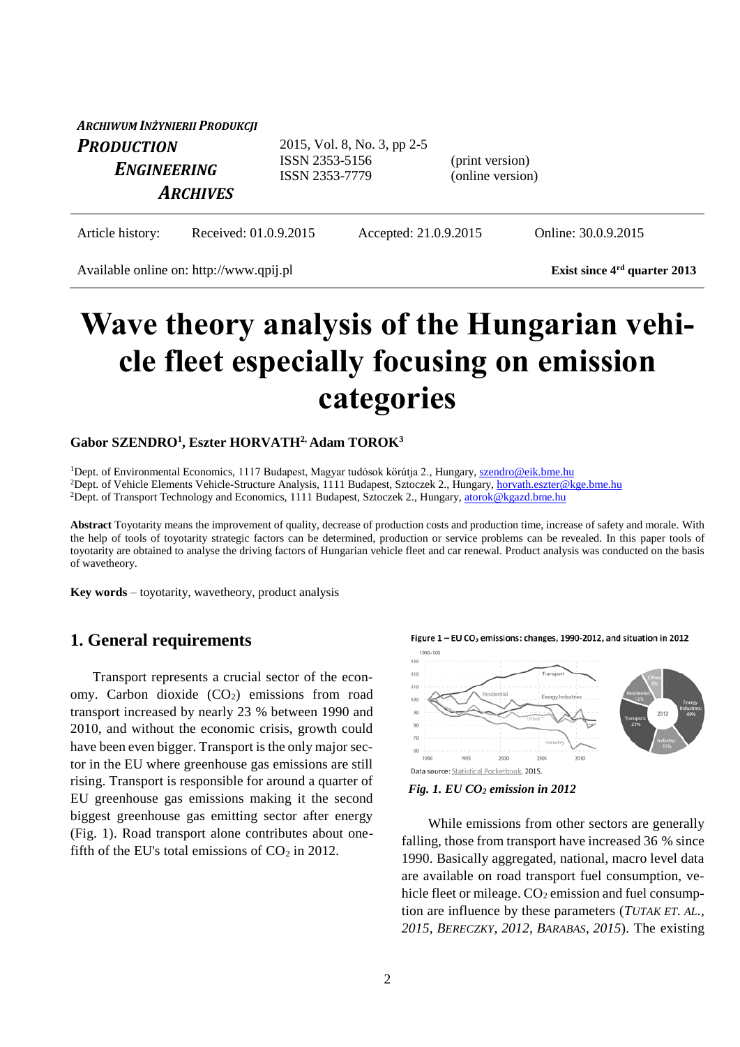**ARCHIWUM INŻYNIERII PRODUKCJI**

**PRODUCTION ENGINEERING ARCHIVES**

2015, Vol. 8, No. 3, pp 2-5
ISSN 2353-5156 (print version)
ISSN 2353-7779 (online version)

Article history: Received: 01.0.9.2015 Accepted: 21.0.9.2015 Online: 30.0.9.2015

Available online on: http://www.qpij.pl **Exist since 4[rd] quarter 2013**

# Wave theory analysis of the Hungarian vehicle fleet especially focusing on emission categories

**Gabor SZENDRO[1], Eszter HORVATH[2,] Adam TOROK[3]**

[1]Dept. of Environmental Economics, 1117 Budapest, Magyar tudósok körútja 2., Hungary, szendro@eik.bme.hu
[2]Dept. of Vehicle Elements Vehicle-Structure Analysis, 1111 Budapest, Sztoczek 2., Hungary, horvath.eszter@kge.bme.hu
[2]Dept. of Transport Technology and Economics, 1111 Budapest, Sztoczek 2., Hungary, atorok@kgazd.bme.hu

**Abstract** Toyotarity means the improvement of quality, decrease of production costs and production time, increase of safety and morale. With the help of tools of toyotarity strategic factors can be determined, production or service problems can be revealed. In this paper tools of toyotarity are obtained to analyse the driving factors of Hungarian vehicle fleet and car renewal. Product analysis was conducted on the basis of wavetheory.

**Key words** – toyotarity, wavetheory, product analysis

## 1. General requirements

Transport represents a crucial sector of the economy. Carbon dioxide ($CO_2$) emissions from road transport increased by nearly 23 % between 1990 and 2010, and without the economic crisis, growth could have been even bigger. Transport is the only major sector in the EU where greenhouse gas emissions are still rising. Transport is responsible for around a quarter of EU greenhouse gas emissions making it the second biggest greenhouse gas emitting sector after energy (Fig. 1). Road transport alone contributes about one-fifth of the EU's total emissions of $CO_2$ in 2012.

*Fig. 1. EU $CO_2$ emission in 2012*

While emissions from other sectors are generally falling, those from transport have increased 36 % since 1990. Basically aggregated, national, macro level data are available on road transport fuel consumption, vehicle fleet or mileage. $CO_2$ emission and fuel consumption are influence by these parameters (*TUTAK ET. AL., 2015, BERECZKY, 2012, BARABAS, 2015*). The existing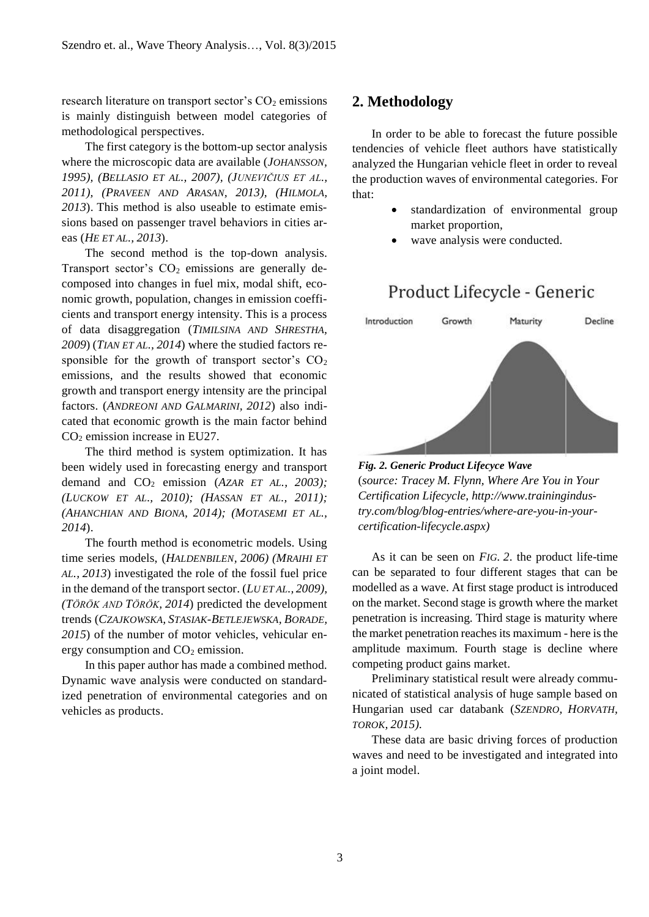research literature on transport sector's $CO_2$ emissions is mainly distinguish between model categories of methodological perspectives.

The first category is the bottom-up sector analysis where the microscopic data are available (*JOHANSSON, 1995*), (*BELLASIO ET AL., 2007*), (*JUNEVIČIUS ET AL., 2011*), (*PRAVEEN AND ARASAN, 2013*), (*HILMOLA, 2013*). This method is also useable to estimate emissions based on passenger travel behaviors in cities areas (*HE ET AL., 2013*).

The second method is the top-down analysis. Transport sector's $CO_2$ emissions are generally decomposed into changes in fuel mix, modal shift, economic growth, population, changes in emission coefficients and transport energy intensity. This is a process of data disaggregation (*TIMILSINA AND SHRESTHA, 2009*) (*TIAN ET AL., 2014*) where the studied factors responsible for the growth of transport sector's $CO_2$ emissions, and the results showed that economic growth and transport energy intensity are the principal factors. (*ANDREONI AND GALMARINI, 2012*) also indicated that economic growth is the main factor behind $CO_2$ emission increase in EU27.

The third method is system optimization. It has been widely used in forecasting energy and transport demand and $CO_2$ emission (*AZAR ET AL., 2003*); (*LUCKOW ET AL., 2010*); (*HASSAN ET AL., 2011*); (*AHANCHIAN AND BIONA, 2014*); (*MOTASEMI ET AL., 2014*).

The fourth method is econometric models. Using time series models, (*HALDENBILEN, 2006*) (*MRAIHI ET AL., 2013*) investigated the role of the fossil fuel price in the demand of the transport sector. (*LU ET AL., 2009*), (*TÖRÖK AND TÖRÖK, 2014*) predicted the development trends (*CZAJKOWSKA, STASIAK-BETLEJEWSKA, BORADE, 2015*) of the number of motor vehicles, vehicular energy consumption and $CO_2$ emission.

In this paper author has made a combined method. Dynamic wave analysis were conducted on standardized penetration of environmental categories and on vehicles as products.

## 2. Methodology

In order to be able to forecast the future possible tendencies of vehicle fleet authors have statistically analyzed the Hungarian vehicle fleet in order to reveal the production waves of environmental categories. For that:

- standardization of environmental group market proportion,
- wave analysis were conducted.

Product Lifecycle - Generic

Introduction Growth Maturity Decline

***Fig. 2. Generic Product Lifecyce Wave***
(*source: Tracey M. Flynn, Where Are You in Your Certification Lifecycle, http://www.trainingindustry.com/blog/blog-entries/where-are-you-in-your-certification-lifecycle.aspx*)

As it can be seen on *FIG. 2*. the product life-time can be separated to four different stages that can be modelled as a wave. At first stage product is introduced on the market. Second stage is growth where the market penetration is increasing. Third stage is maturity where the market penetration reaches its maximum - here is the amplitude maximum. Fourth stage is decline where competing product gains market.

Preliminary statistical result were already communicated of statistical analysis of huge sample based on Hungarian used car databank (*SZENDRO, HORVATH, TOROK, 2015*).

These data are basic driving forces of production waves and need to be investigated and integrated into a joint model.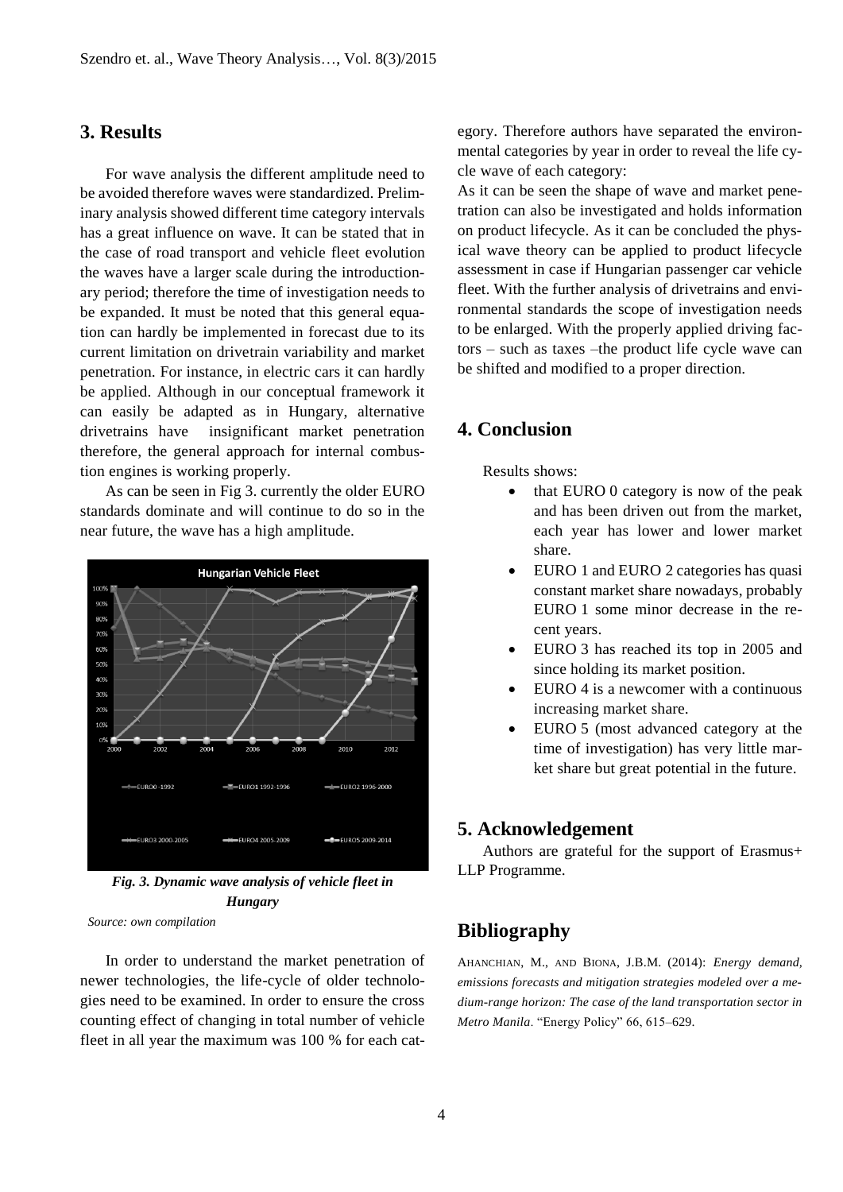## 3. Results

For wave analysis the different amplitude need to be avoided therefore waves were standardized. Preliminary analysis showed different time category intervals has a great influence on wave. It can be stated that in the case of road transport and vehicle fleet evolution the waves have a larger scale during the introductionary period; therefore the time of investigation needs to be expanded. It must be noted that this general equation can hardly be implemented in forecast due to its current limitation on drivetrain variability and market penetration. For instance, in electric cars it can hardly be applied. Although in our conceptual framework it can easily be adapted as in Hungary, alternative drivetrains have insignificant market penetration therefore, the general approach for internal combustion engines is working properly.

As can be seen in Fig 3. currently the older EURO standards dominate and will continue to do so in the near future, the wave has a high amplitude.

*Fig. 3. Dynamic wave analysis of vehicle fleet in Hungary*

*Source: own compilation*

In order to understand the market penetration of newer technologies, the life-cycle of older technologies need to be examined. In order to ensure the cross counting effect of changing in total number of vehicle fleet in all year the maximum was 100 % for each category. Therefore authors have separated the environmental categories by year in order to reveal the life cycle wave of each category:

As it can be seen the shape of wave and market penetration can also be investigated and holds information on product lifecycle. As it can be concluded the physical wave theory can be applied to product lifecycle assessment in case if Hungarian passenger car vehicle fleet. With the further analysis of drivetrains and environmental standards the scope of investigation needs to be enlarged. With the properly applied driving factors – such as taxes –the product life cycle wave can be shifted and modified to a proper direction.

## 4. Conclusion

Results shows:

- that EURO 0 category is now of the peak and has been driven out from the market, each year has lower and lower market share.
- EURO 1 and EURO 2 categories has quasi constant market share nowadays, probably EURO 1 some minor decrease in the recent years.
- EURO 3 has reached its top in 2005 and since holding its market position.
- EURO 4 is a newcomer with a continuous increasing market share.
- EURO 5 (most advanced category at the time of investigation) has very little market share but great potential in the future.

## 5. Acknowledgement

Authors are grateful for the support of Erasmus+ LLP Programme.

## Bibliography

AHANCHIAN, M., AND BIONA, J.B.M. (2014): *Energy demand, emissions forecasts and mitigation strategies modeled over a medium-range horizon: The case of the land transportation sector in Metro Manila*. "Energy Policy" 66, 615–629.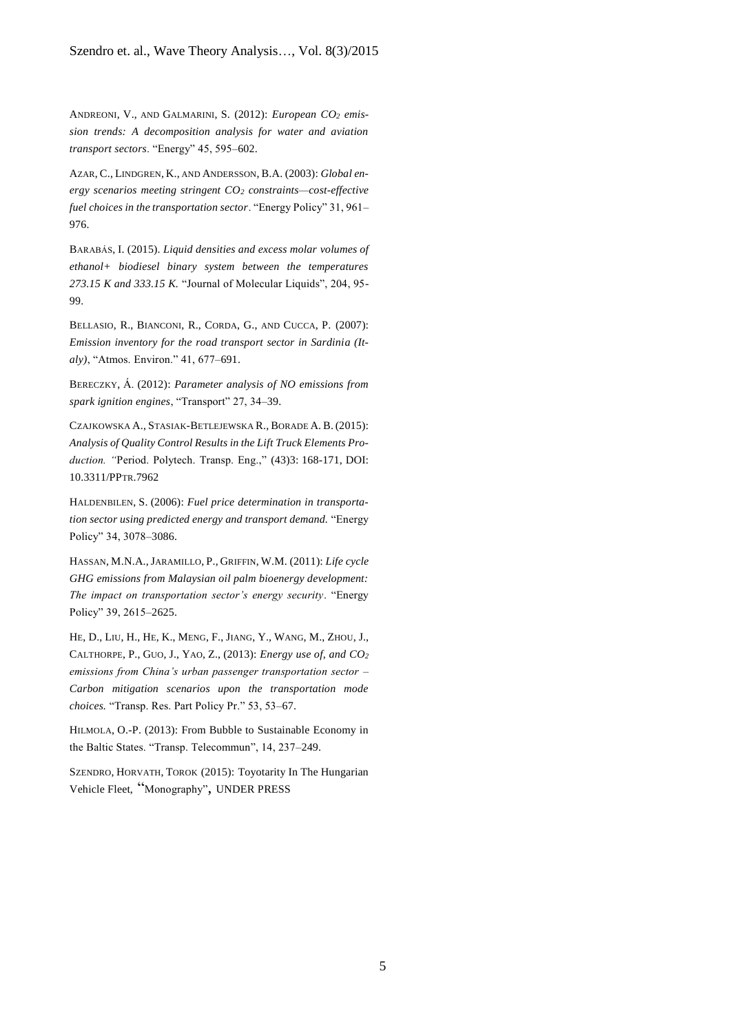ANDREONI, V., AND GALMARINI, S. (2012): *European $CO_2$ emission trends: A decomposition analysis for water and aviation transport sectors*. "Energy" 45, 595–602.

AZAR, C., LINDGREN, K., AND ANDERSSON, B.A. (2003): *Global energy scenarios meeting stringent $CO_2$ constraints—cost-effective fuel choices in the transportation sector*. "Energy Policy" 31, 961–976.

BARABÁS, I. (2015). *Liquid densities and excess molar volumes of ethanol+ biodiesel binary system between the temperatures 273.15 K and 333.15 K.* "Journal of Molecular Liquids", 204, 95-99.

BELLASIO, R., BIANCONI, R., CORDA, G., AND CUCCA, P. (2007): *Emission inventory for the road transport sector in Sardinia (Italy)*, "Atmos. Environ." 41, 677–691.

BERECZKY, Á. (2012): *Parameter analysis of NO emissions from spark ignition engines*, "Transport" 27, 34–39.

CZAJKOWSKA A., STASIAK-BETLEJEWSKA R., BORADE A. B. (2015): *Analysis of Quality Control Results in the Lift Truck Elements Production.* "Period. Polytech. Transp. Eng.," (43)3: 168-171, DOI: 10.3311/PPTR.7962

HALDENBILEN, S. (2006): *Fuel price determination in transportation sector using predicted energy and transport demand.* "Energy Policy" 34, 3078–3086.

HASSAN, M.N.A., JARAMILLO, P., GRIFFIN, W.M. (2011): *Life cycle GHG emissions from Malaysian oil palm bioenergy development: The impact on transportation sector's energy security*. "Energy Policy" 39, 2615–2625.

HE, D., LIU, H., HE, K., MENG, F., JIANG, Y., WANG, M., ZHOU, J., CALTHORPE, P., GUO, J., YAO, Z., (2013): *Energy use of, and $CO_2$ emissions from China's urban passenger transportation sector – Carbon mitigation scenarios upon the transportation mode choices.* "Transp. Res. Part Policy Pr." 53, 53–67.

HILMOLA, O.-P. (2013): From Bubble to Sustainable Economy in the Baltic States. "Transp. Telecommun", 14, 237–249.

SZENDRO, HORVATH, TOROK (2015): Toyotarity In The Hungarian Vehicle Fleet, "Monography", UNDER PRESS